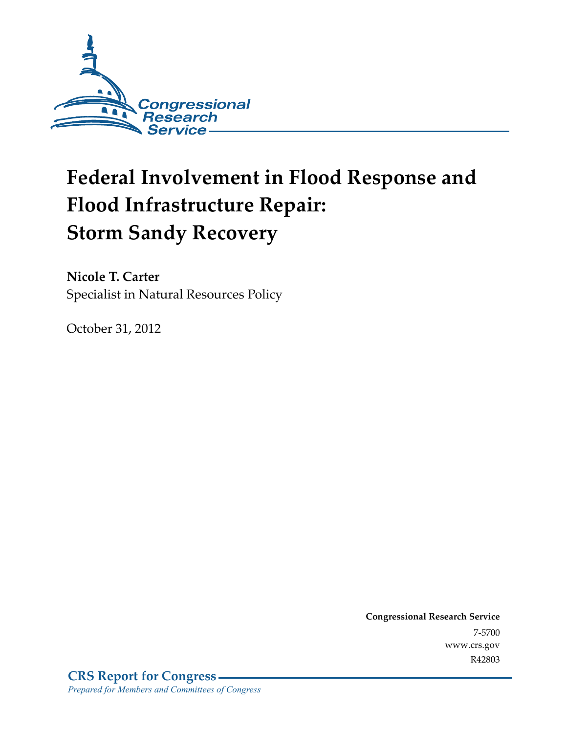Congressional Research Service

# Federal Involvement in Flood Response and Flood Infrastructure Repair: Storm Sandy Recovery

**Nicole T. Carter**
Specialist in Natural Resources Policy

October 31, 2012

**Congressional Research Service**
7-5700
www.crs.gov
R42803

**CRS Report for Congress**
*Prepared for Members and Committees of Congress*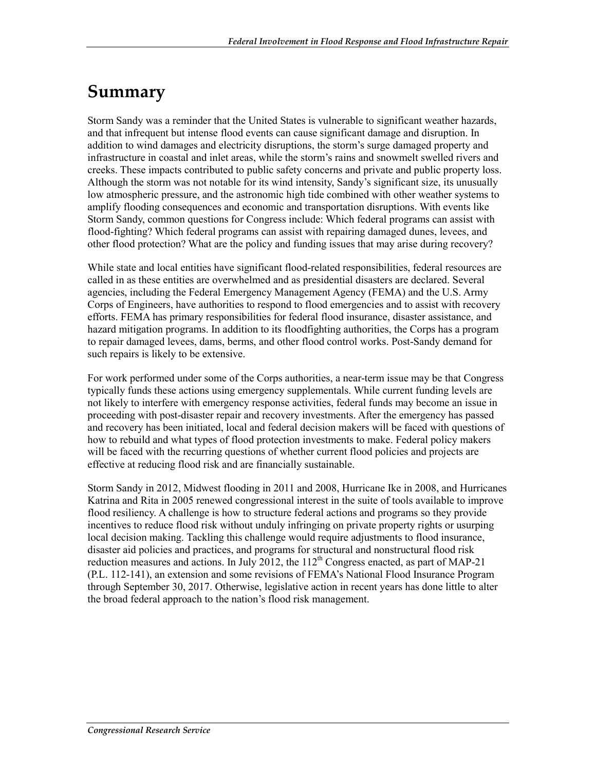# Summary

Storm Sandy was a reminder that the United States is vulnerable to significant weather hazards, and that infrequent but intense flood events can cause significant damage and disruption. In addition to wind damages and electricity disruptions, the storm's surge damaged property and infrastructure in coastal and inlet areas, while the storm's rains and snowmelt swelled rivers and creeks. These impacts contributed to public safety concerns and private and public property loss. Although the storm was not notable for its wind intensity, Sandy's significant size, its unusually low atmospheric pressure, and the astronomic high tide combined with other weather systems to amplify flooding consequences and economic and transportation disruptions. With events like Storm Sandy, common questions for Congress include: Which federal programs can assist with flood-fighting? Which federal programs can assist with repairing damaged dunes, levees, and other flood protection? What are the policy and funding issues that may arise during recovery?

While state and local entities have significant flood-related responsibilities, federal resources are called in as these entities are overwhelmed and as presidential disasters are declared. Several agencies, including the Federal Emergency Management Agency (FEMA) and the U.S. Army Corps of Engineers, have authorities to respond to flood emergencies and to assist with recovery efforts. FEMA has primary responsibilities for federal flood insurance, disaster assistance, and hazard mitigation programs. In addition to its floodfighting authorities, the Corps has a program to repair damaged levees, dams, berms, and other flood control works. Post-Sandy demand for such repairs is likely to be extensive.

For work performed under some of the Corps authorities, a near-term issue may be that Congress typically funds these actions using emergency supplementals. While current funding levels are not likely to interfere with emergency response activities, federal funds may become an issue in proceeding with post-disaster repair and recovery investments. After the emergency has passed and recovery has been initiated, local and federal decision makers will be faced with questions of how to rebuild and what types of flood protection investments to make. Federal policy makers will be faced with the recurring questions of whether current flood policies and projects are effective at reducing flood risk and are financially sustainable.

Storm Sandy in 2012, Midwest flooding in 2011 and 2008, Hurricane Ike in 2008, and Hurricanes Katrina and Rita in 2005 renewed congressional interest in the suite of tools available to improve flood resiliency. A challenge is how to structure federal actions and programs so they provide incentives to reduce flood risk without unduly infringing on private property rights or usurping local decision making. Tackling this challenge would require adjustments to flood insurance, disaster aid policies and practices, and programs for structural and nonstructural flood risk reduction measures and actions. In July 2012, the 112th Congress enacted, as part of MAP-21 (P.L. 112-141), an extension and some revisions of FEMA's National Flood Insurance Program through September 30, 2017. Otherwise, legislative action in recent years has done little to alter the broad federal approach to the nation's flood risk management.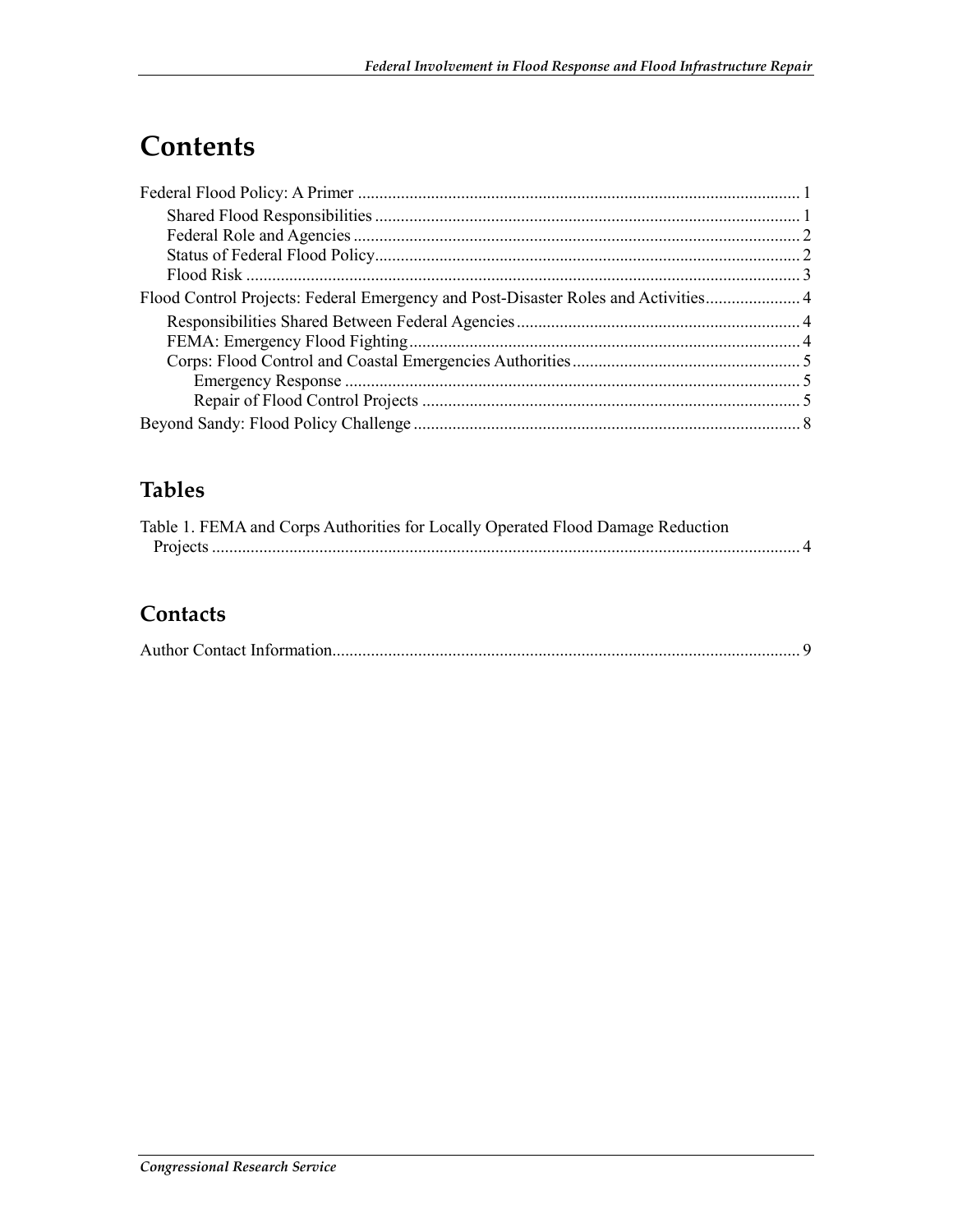# Contents

Federal Flood Policy: A Primer ..................................................................................................... 1

- Shared Flood Responsibilities ................................................................................................. 1
- Federal Role and Agencies ...................................................................................................... 2
- Status of Federal Flood Policy................................................................................................. 2
- Flood Risk ............................................................................................................................... 3

Flood Control Projects: Federal Emergency and Post-Disaster Roles and Activities...................... 4

- Responsibilities Shared Between Federal Agencies ................................................................. 4
- FEMA: Emergency Flood Fighting .......................................................................................... 4
- Corps: Flood Control and Coastal Emergencies Authorities .................................................... 5
  - Emergency Response ......................................................................................................... 5
  - Repair of Flood Control Projects ....................................................................................... 5

Beyond Sandy: Flood Policy Challenge ......................................................................................... 8

## Tables

Table 1. FEMA and Corps Authorities for Locally Operated Flood Damage Reduction Projects ......................................................................................................................................... 4

## Contacts

Author Contact Information............................................................................................................ 9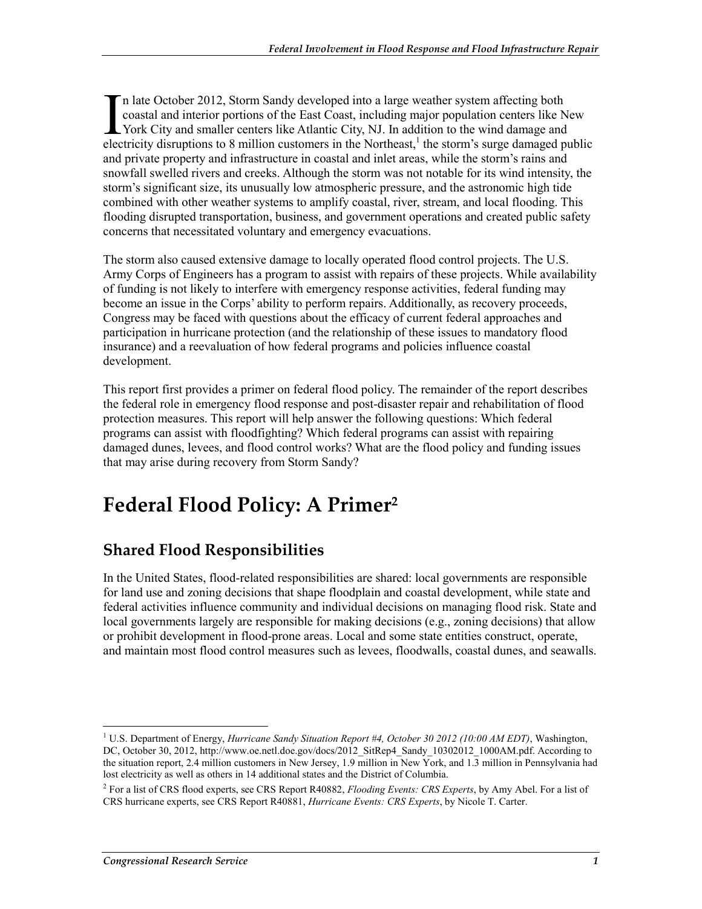In late October 2012, Storm Sandy developed into a large weather system affecting both coastal and interior portions of the East Coast, including major population centers like New York City and smaller centers like Atlantic City, NJ. In addition to the wind damage and electricity disruptions to 8 million customers in the Northeast,[1] the storm's surge damaged public and private property and infrastructure in coastal and inlet areas, while the storm's rains and snowfall swelled rivers and creeks. Although the storm was not notable for its wind intensity, the storm's significant size, its unusually low atmospheric pressure, and the astronomic high tide combined with other weather systems to amplify coastal, river, stream, and local flooding. This flooding disrupted transportation, business, and government operations and created public safety concerns that necessitated voluntary and emergency evacuations.

The storm also caused extensive damage to locally operated flood control projects. The U.S. Army Corps of Engineers has a program to assist with repairs of these projects. While availability of funding is not likely to interfere with emergency response activities, federal funding may become an issue in the Corps' ability to perform repairs. Additionally, as recovery proceeds, Congress may be faced with questions about the efficacy of current federal approaches and participation in hurricane protection (and the relationship of these issues to mandatory flood insurance) and a reevaluation of how federal programs and policies influence coastal development.

This report first provides a primer on federal flood policy. The remainder of the report describes the federal role in emergency flood response and post-disaster repair and rehabilitation of flood protection measures. This report will help answer the following questions: Which federal programs can assist with floodfighting? Which federal programs can assist with repairing damaged dunes, levees, and flood control works? What are the flood policy and funding issues that may arise during recovery from Storm Sandy?

# Federal Flood Policy: A Primer[2]

## Shared Flood Responsibilities

In the United States, flood-related responsibilities are shared: local governments are responsible for land use and zoning decisions that shape floodplain and coastal development, while state and federal activities influence community and individual decisions on managing flood risk. State and local governments largely are responsible for making decisions (e.g., zoning decisions) that allow or prohibit development in flood-prone areas. Local and some state entities construct, operate, and maintain most flood control measures such as levees, floodwalls, coastal dunes, and seawalls.

---

[1] U.S. Department of Energy, *Hurricane Sandy Situation Report #4, October 30 2012 (10:00 AM EDT)*, Washington, DC, October 30, 2012, http://www.oe.netl.doe.gov/docs/2012_SitRep4_Sandy_10302012_1000AM.pdf. According to the situation report, 2.4 million customers in New Jersey, 1.9 million in New York, and 1.3 million in Pennsylvania had lost electricity as well as others in 14 additional states and the District of Columbia.

[2] For a list of CRS flood experts, see CRS Report R40882, *Flooding Events: CRS Experts*, by Amy Abel. For a list of CRS hurricane experts, see CRS Report R40881, *Hurricane Events: CRS Experts*, by Nicole T. Carter.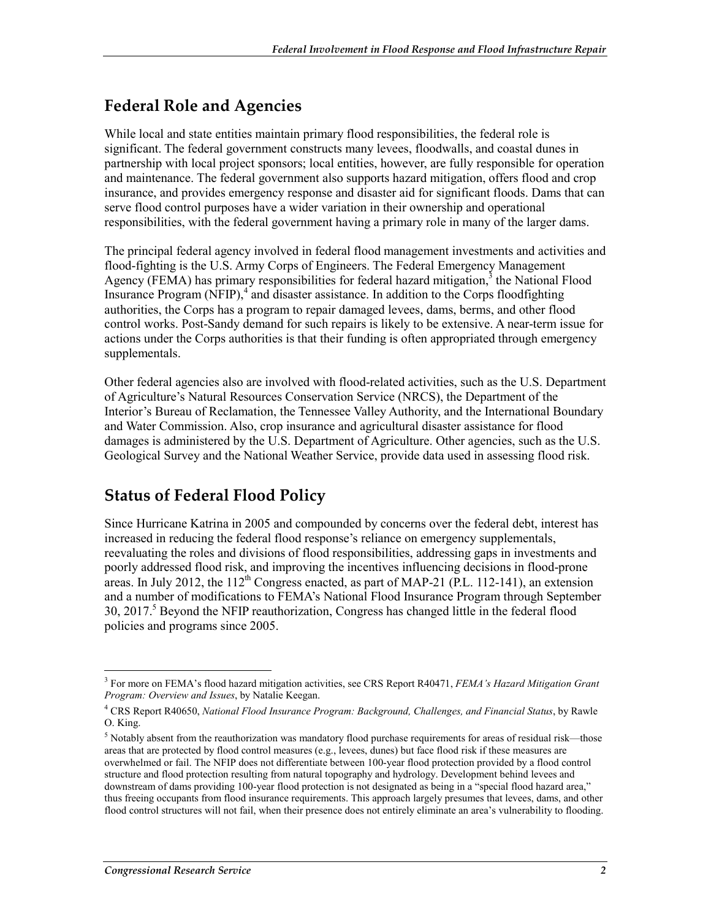## Federal Role and Agencies

While local and state entities maintain primary flood responsibilities, the federal role is significant. The federal government constructs many levees, floodwalls, and coastal dunes in partnership with local project sponsors; local entities, however, are fully responsible for operation and maintenance. The federal government also supports hazard mitigation, offers flood and crop insurance, and provides emergency response and disaster aid for significant floods. Dams that can serve flood control purposes have a wider variation in their ownership and operational responsibilities, with the federal government having a primary role in many of the larger dams.

The principal federal agency involved in federal flood management investments and activities and flood-fighting is the U.S. Army Corps of Engineers. The Federal Emergency Management Agency (FEMA) has primary responsibilities for federal hazard mitigation,[3] the National Flood Insurance Program (NFIP),[4] and disaster assistance. In addition to the Corps floodfighting authorities, the Corps has a program to repair damaged levees, dams, berms, and other flood control works. Post-Sandy demand for such repairs is likely to be extensive. A near-term issue for actions under the Corps authorities is that their funding is often appropriated through emergency supplementals.

Other federal agencies also are involved with flood-related activities, such as the U.S. Department of Agriculture's Natural Resources Conservation Service (NRCS), the Department of the Interior's Bureau of Reclamation, the Tennessee Valley Authority, and the International Boundary and Water Commission. Also, crop insurance and agricultural disaster assistance for flood damages is administered by the U.S. Department of Agriculture. Other agencies, such as the U.S. Geological Survey and the National Weather Service, provide data used in assessing flood risk.

## Status of Federal Flood Policy

Since Hurricane Katrina in 2005 and compounded by concerns over the federal debt, interest has increased in reducing the federal flood response's reliance on emergency supplementals, reevaluating the roles and divisions of flood responsibilities, addressing gaps in investments and poorly addressed flood risk, and improving the incentives influencing decisions in flood-prone areas. In July 2012, the 112th Congress enacted, as part of MAP-21 (P.L. 112-141), an extension and a number of modifications to FEMA's National Flood Insurance Program through September 30, 2017.[5] Beyond the NFIP reauthorization, Congress has changed little in the federal flood policies and programs since 2005.

---

[3] For more on FEMA's flood hazard mitigation activities, see CRS Report R40471, *FEMA's Hazard Mitigation Grant Program: Overview and Issues*, by Natalie Keegan.

[4] CRS Report R40650, *National Flood Insurance Program: Background, Challenges, and Financial Status*, by Rawle O. King.

[5] Notably absent from the reauthorization was mandatory flood purchase requirements for areas of residual risk—those areas that are protected by flood control measures (e.g., levees, dunes) but face flood risk if these measures are overwhelmed or fail. The NFIP does not differentiate between 100-year flood protection provided by a flood control structure and flood protection resulting from natural topography and hydrology. Development behind levees and downstream of dams providing 100-year flood protection is not designated as being in a "special flood hazard area," thus freeing occupants from flood insurance requirements. This approach largely presumes that levees, dams, and other flood control structures will not fail, when their presence does not entirely eliminate an area's vulnerability to flooding.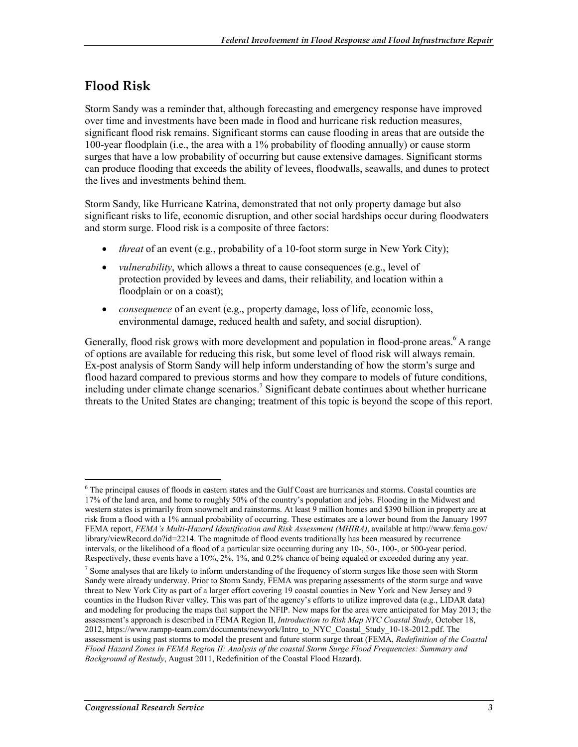## Flood Risk

Storm Sandy was a reminder that, although forecasting and emergency response have improved over time and investments have been made in flood and hurricane risk reduction measures, significant flood risk remains. Significant storms can cause flooding in areas that are outside the 100-year floodplain (i.e., the area with a 1% probability of flooding annually) or cause storm surges that have a low probability of occurring but cause extensive damages. Significant storms can produce flooding that exceeds the ability of levees, floodwalls, seawalls, and dunes to protect the lives and investments behind them.

Storm Sandy, like Hurricane Katrina, demonstrated that not only property damage but also significant risks to life, economic disruption, and other social hardships occur during floodwaters and storm surge. Flood risk is a composite of three factors:

- *threat* of an event (e.g., probability of a 10-foot storm surge in New York City);
- *vulnerability*, which allows a threat to cause consequences (e.g., level of protection provided by levees and dams, their reliability, and location within a floodplain or on a coast);
- *consequence* of an event (e.g., property damage, loss of life, economic loss, environmental damage, reduced health and safety, and social disruption).

Generally, flood risk grows with more development and population in flood-prone areas.[6] A range of options are available for reducing this risk, but some level of flood risk will always remain. Ex-post analysis of Storm Sandy will help inform understanding of how the storm's surge and flood hazard compared to previous storms and how they compare to models of future conditions, including under climate change scenarios.[7] Significant debate continues about whether hurricane threats to the United States are changing; treatment of this topic is beyond the scope of this report.

---

[6] The principal causes of floods in eastern states and the Gulf Coast are hurricanes and storms. Coastal counties are 17% of the land area, and home to roughly 50% of the country's population and jobs. Flooding in the Midwest and western states is primarily from snowmelt and rainstorms. At least 9 million homes and $390 billion in property are at risk from a flood with a 1% annual probability of occurring. These estimates are a lower bound from the January 1997 FEMA report, *FEMA's Multi-Hazard Identification and Risk Assessment (MHIRA)*, available at http://www.fema.gov/library/viewRecord.do?id=2214. The magnitude of flood events traditionally has been measured by recurrence intervals, or the likelihood of a flood of a particular size occurring during any 10-, 50-, 100-, or 500-year period. Respectively, these events have a 10%, 2%, 1%, and 0.2% chance of being equaled or exceeded during any year.

[7] Some analyses that are likely to inform understanding of the frequency of storm surges like those seen with Storm Sandy were already underway. Prior to Storm Sandy, FEMA was preparing assessments of the storm surge and wave threat to New York City as part of a larger effort covering 19 coastal counties in New York and New Jersey and 9 counties in the Hudson River valley. This was part of the agency's efforts to utilize improved data (e.g., LIDAR data) and modeling for producing the maps that support the NFIP. New maps for the area were anticipated for May 2013; the assessment's approach is described in FEMA Region II, *Introduction to Risk Map NYC Coastal Study*, October 18, 2012, https://www.rampp-team.com/documents/newyork/Intro_to_NYC_Coastal_Study_10-18-2012.pdf. The assessment is using past storms to model the present and future storm surge threat (FEMA, *Redefinition of the Coastal Flood Hazard Zones in FEMA Region II: Analysis of the coastal Storm Surge Flood Frequencies: Summary and Background of Restudy*, August 2011, Redefinition of the Coastal Flood Hazard).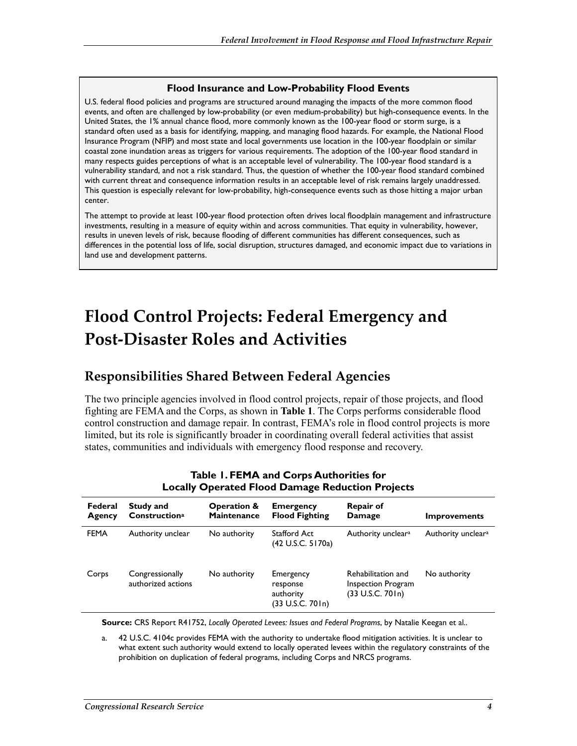**Flood Insurance and Low-Probability Flood Events**

U.S. federal flood policies and programs are structured around managing the impacts of the more common flood events, and often are challenged by low-probability (or even medium-probability) but high-consequence events. In the United States, the 1% annual chance flood, more commonly known as the 100-year flood or storm surge, is a standard often used as a basis for identifying, mapping, and managing flood hazards. For example, the National Flood Insurance Program (NFIP) and most state and local governments use location in the 100-year floodplain or similar coastal zone inundation areas as triggers for various requirements. The adoption of the 100-year flood standard in many respects guides perceptions of what is an acceptable level of vulnerability. The 100-year flood standard is a vulnerability standard, and not a risk standard. Thus, the question of whether the 100-year flood standard combined with current threat and consequence information results in an acceptable level of risk remains largely unaddressed. This question is especially relevant for low-probability, high-consequence events such as those hitting a major urban center.

The attempt to provide at least 100-year flood protection often drives local floodplain management and infrastructure investments, resulting in a measure of equity within and across communities. That equity in vulnerability, however, results in uneven levels of risk, because flooding of different communities has different consequences, such as differences in the potential loss of life, social disruption, structures damaged, and economic impact due to variations in land use and development patterns.

# Flood Control Projects: Federal Emergency and Post-Disaster Roles and Activities

## Responsibilities Shared Between Federal Agencies

The two principle agencies involved in flood control projects, repair of those projects, and flood fighting are FEMA and the Corps, as shown in **Table 1**. The Corps performs considerable flood control construction and damage repair. In contrast, FEMA's role in flood control projects is more limited, but its role is significantly broader in coordinating overall federal activities that assist states, communities and individuals with emergency flood response and recovery.

**Table 1. FEMA and Corps Authorities for Locally Operated Flood Damage Reduction Projects**

| Federal Agency | Study and Construction[a] | Operation & Maintenance | Emergency Flood Fighting | Repair of Damage | Improvements |
|---|---|---|---|---|---|
| FEMA | Authority unclear | No authority | Stafford Act (42 U.S.C. 5170a) | Authority unclear[a] | Authority unclear[a] |
| Corps | Congressionally authorized actions | No authority | Emergency response authority (33 U.S.C. 701n) | Rehabilitation and Inspection Program (33 U.S.C. 701n) | No authority |

**Source:** CRS Report R41752, *Locally Operated Levees: Issues and Federal Programs*, by Natalie Keegan et al..

a. 42 U.S.C. 4104c provides FEMA with the authority to undertake flood mitigation activities. It is unclear to what extent such authority would extend to locally operated levees within the regulatory constraints of the prohibition on duplication of federal programs, including Corps and NRCS programs.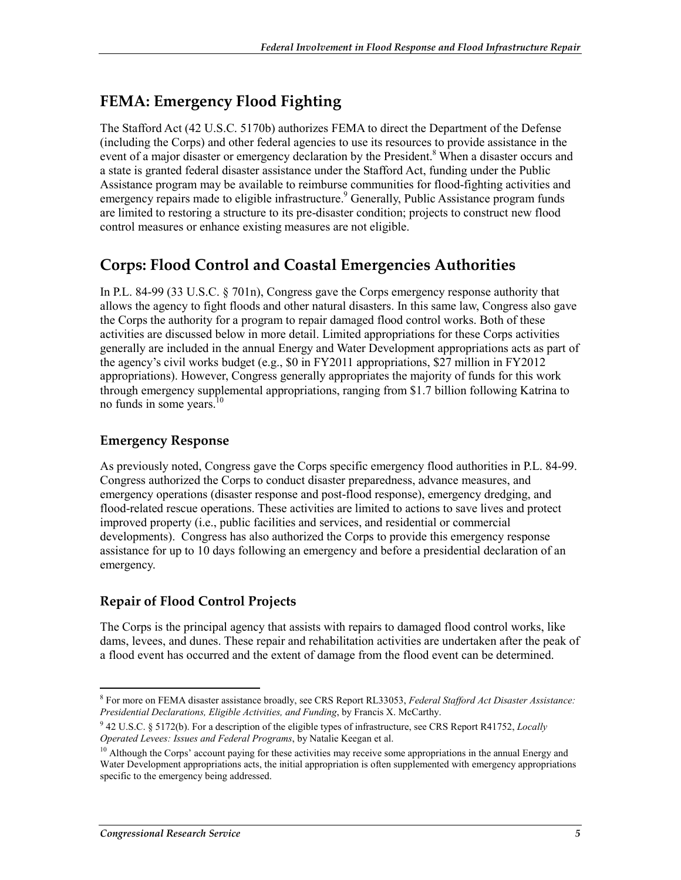## FEMA: Emergency Flood Fighting

The Stafford Act (42 U.S.C. 5170b) authorizes FEMA to direct the Department of the Defense (including the Corps) and other federal agencies to use its resources to provide assistance in the event of a major disaster or emergency declaration by the President.[8] When a disaster occurs and a state is granted federal disaster assistance under the Stafford Act, funding under the Public Assistance program may be available to reimburse communities for flood-fighting activities and emergency repairs made to eligible infrastructure.[9] Generally, Public Assistance program funds are limited to restoring a structure to its pre-disaster condition; projects to construct new flood control measures or enhance existing measures are not eligible.

## Corps: Flood Control and Coastal Emergencies Authorities

In P.L. 84-99 (33 U.S.C. § 701n), Congress gave the Corps emergency response authority that allows the agency to fight floods and other natural disasters. In this same law, Congress also gave the Corps the authority for a program to repair damaged flood control works. Both of these activities are discussed below in more detail. Limited appropriations for these Corps activities generally are included in the annual Energy and Water Development appropriations acts as part of the agency's civil works budget (e.g., $0 in FY2011 appropriations, $27 million in FY2012 appropriations). However, Congress generally appropriates the majority of funds for this work through emergency supplemental appropriations, ranging from $1.7 billion following Katrina to no funds in some years.[10]

### Emergency Response

As previously noted, Congress gave the Corps specific emergency flood authorities in P.L. 84-99. Congress authorized the Corps to conduct disaster preparedness, advance measures, and emergency operations (disaster response and post-flood response), emergency dredging, and flood-related rescue operations. These activities are limited to actions to save lives and protect improved property (i.e., public facilities and services, and residential or commercial developments). Congress has also authorized the Corps to provide this emergency response assistance for up to 10 days following an emergency and before a presidential declaration of an emergency.

### Repair of Flood Control Projects

The Corps is the principal agency that assists with repairs to damaged flood control works, like dams, levees, and dunes. These repair and rehabilitation activities are undertaken after the peak of a flood event has occurred and the extent of damage from the flood event can be determined.

---

[8] For more on FEMA disaster assistance broadly, see CRS Report RL33053, *Federal Stafford Act Disaster Assistance: Presidential Declarations, Eligible Activities, and Funding*, by Francis X. McCarthy.

[9] 42 U.S.C. § 5172(b). For a description of the eligible types of infrastructure, see CRS Report R41752, *Locally Operated Levees: Issues and Federal Programs*, by Natalie Keegan et al.

[10] Although the Corps' account paying for these activities may receive some appropriations in the annual Energy and Water Development appropriations acts, the initial appropriation is often supplemented with emergency appropriations specific to the emergency being addressed.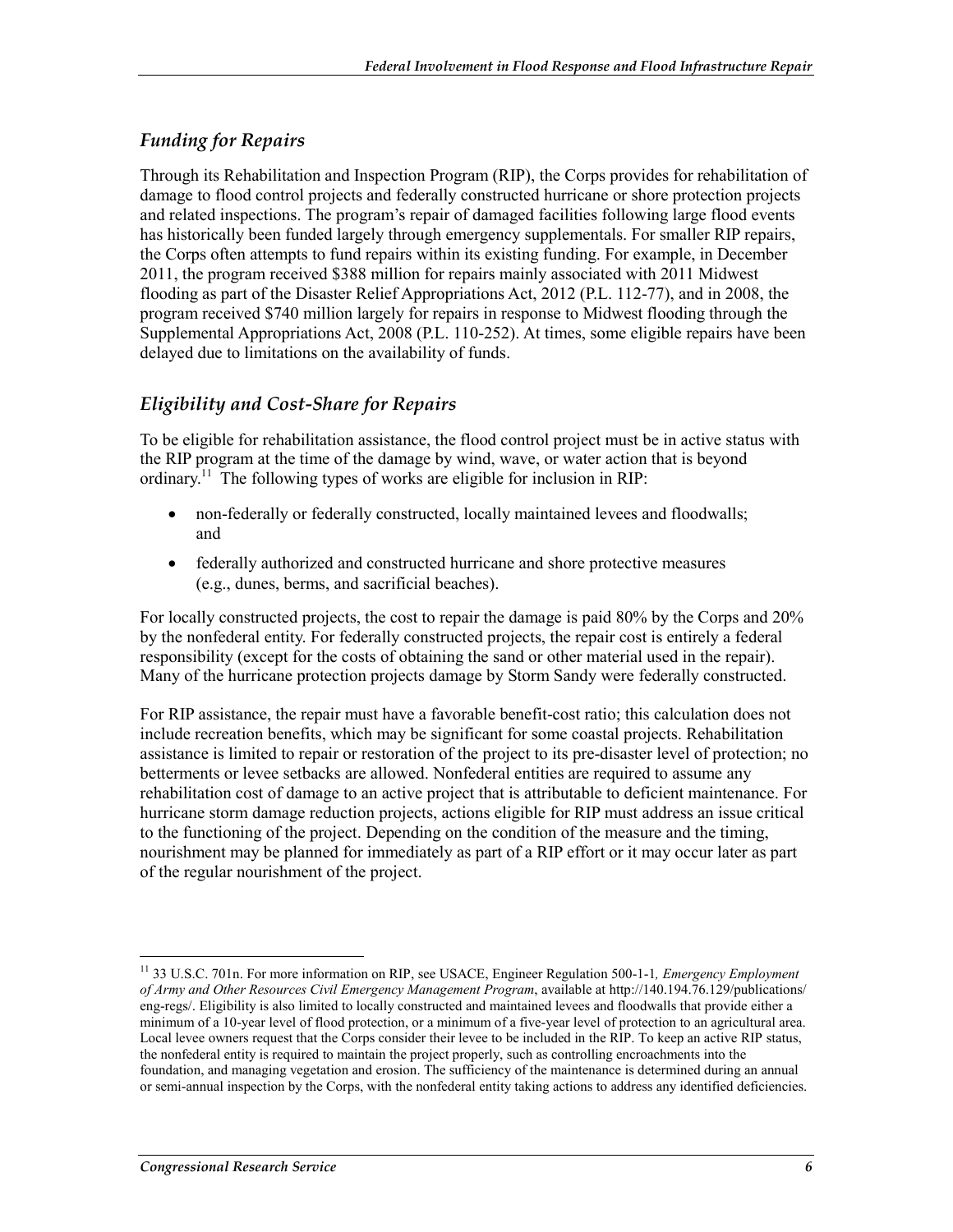### *Funding for Repairs*

Through its Rehabilitation and Inspection Program (RIP), the Corps provides for rehabilitation of damage to flood control projects and federally constructed hurricane or shore protection projects and related inspections. The program's repair of damaged facilities following large flood events has historically been funded largely through emergency supplementals. For smaller RIP repairs, the Corps often attempts to fund repairs within its existing funding. For example, in December 2011, the program received $388 million for repairs mainly associated with 2011 Midwest flooding as part of the Disaster Relief Appropriations Act, 2012 (P.L. 112-77), and in 2008, the program received $740 million largely for repairs in response to Midwest flooding through the Supplemental Appropriations Act, 2008 (P.L. 110-252). At times, some eligible repairs have been delayed due to limitations on the availability of funds.

### *Eligibility and Cost-Share for Repairs*

To be eligible for rehabilitation assistance, the flood control project must be in active status with the RIP program at the time of the damage by wind, wave, or water action that is beyond ordinary.[11] The following types of works are eligible for inclusion in RIP:

- non-federally or federally constructed, locally maintained levees and floodwalls; and
- federally authorized and constructed hurricane and shore protective measures (e.g., dunes, berms, and sacrificial beaches).

For locally constructed projects, the cost to repair the damage is paid 80% by the Corps and 20% by the nonfederal entity. For federally constructed projects, the repair cost is entirely a federal responsibility (except for the costs of obtaining the sand or other material used in the repair). Many of the hurricane protection projects damage by Storm Sandy were federally constructed.

For RIP assistance, the repair must have a favorable benefit-cost ratio; this calculation does not include recreation benefits, which may be significant for some coastal projects. Rehabilitation assistance is limited to repair or restoration of the project to its pre-disaster level of protection; no betterments or levee setbacks are allowed. Nonfederal entities are required to assume any rehabilitation cost of damage to an active project that is attributable to deficient maintenance. For hurricane storm damage reduction projects, actions eligible for RIP must address an issue critical to the functioning of the project. Depending on the condition of the measure and the timing, nourishment may be planned for immediately as part of a RIP effort or it may occur later as part of the regular nourishment of the project.

---

[11] 33 U.S.C. 701n. For more information on RIP, see USACE, Engineer Regulation 500-1-1, *Emergency Employment of Army and Other Resources Civil Emergency Management Program*, available at http://140.194.76.129/publications/eng-regs/. Eligibility is also limited to locally constructed and maintained levees and floodwalls that provide either a minimum of a 10-year level of flood protection, or a minimum of a five-year level of protection to an agricultural area. Local levee owners request that the Corps consider their levee to be included in the RIP. To keep an active RIP status, the nonfederal entity is required to maintain the project properly, such as controlling encroachments into the foundation, and managing vegetation and erosion. The sufficiency of the maintenance is determined during an annual or semi-annual inspection by the Corps, with the nonfederal entity taking actions to address any identified deficiencies.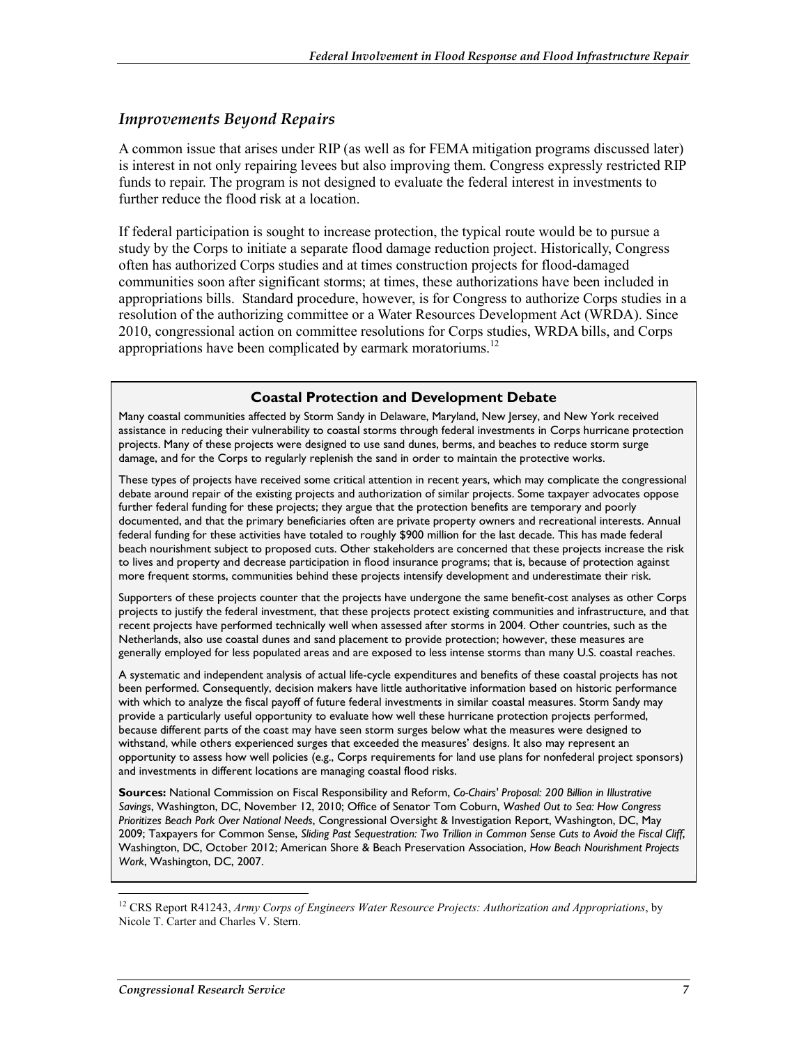### *Improvements Beyond Repairs*

A common issue that arises under RIP (as well as for FEMA mitigation programs discussed later) is interest in not only repairing levees but also improving them. Congress expressly restricted RIP funds to repair. The program is not designed to evaluate the federal interest in investments to further reduce the flood risk at a location.

If federal participation is sought to increase protection, the typical route would be to pursue a study by the Corps to initiate a separate flood damage reduction project. Historically, Congress often has authorized Corps studies and at times construction projects for flood-damaged communities soon after significant storms; at times, these authorizations have been included in appropriations bills. Standard procedure, however, is for Congress to authorize Corps studies in a resolution of the authorizing committee or a Water Resources Development Act (WRDA). Since 2010, congressional action on committee resolutions for Corps studies, WRDA bills, and Corps appropriations have been complicated by earmark moratoriums.[12]

**Coastal Protection and Development Debate**

Many coastal communities affected by Storm Sandy in Delaware, Maryland, New Jersey, and New York received assistance in reducing their vulnerability to coastal storms through federal investments in Corps hurricane protection projects. Many of these projects were designed to use sand dunes, berms, and beaches to reduce storm surge damage, and for the Corps to regularly replenish the sand in order to maintain the protective works.

These types of projects have received some critical attention in recent years, which may complicate the congressional debate around repair of the existing projects and authorization of similar projects. Some taxpayer advocates oppose further federal funding for these projects; they argue that the protection benefits are temporary and poorly documented, and that the primary beneficiaries often are private property owners and recreational interests. Annual federal funding for these activities have totaled to roughly $900 million for the last decade. This has made federal beach nourishment subject to proposed cuts. Other stakeholders are concerned that these projects increase the risk to lives and property and decrease participation in flood insurance programs; that is, because of protection against more frequent storms, communities behind these projects intensify development and underestimate their risk.

Supporters of these projects counter that the projects have undergone the same benefit-cost analyses as other Corps projects to justify the federal investment, that these projects protect existing communities and infrastructure, and that recent projects have performed technically well when assessed after storms in 2004. Other countries, such as the Netherlands, also use coastal dunes and sand placement to provide protection; however, these measures are generally employed for less populated areas and are exposed to less intense storms than many U.S. coastal reaches.

A systematic and independent analysis of actual life-cycle expenditures and benefits of these coastal projects has not been performed. Consequently, decision makers have little authoritative information based on historic performance with which to analyze the fiscal payoff of future federal investments in similar coastal measures. Storm Sandy may provide a particularly useful opportunity to evaluate how well these hurricane protection projects performed, because different parts of the coast may have seen storm surges below what the measures were designed to withstand, while others experienced surges that exceeded the measures' designs. It also may represent an opportunity to assess how well policies (e.g., Corps requirements for land use plans for nonfederal project sponsors) and investments in different locations are managing coastal flood risks.

**Sources:** National Commission on Fiscal Responsibility and Reform, *Co-Chairs' Proposal: 200 Billion in Illustrative Savings*, Washington, DC, November 12, 2010; Office of Senator Tom Coburn, *Washed Out to Sea: How Congress Prioritizes Beach Pork Over National Needs*, Congressional Oversight & Investigation Report, Washington, DC, May 2009; Taxpayers for Common Sense, *Sliding Past Sequestration: Two Trillion in Common Sense Cuts to Avoid the Fiscal Cliff*, Washington, DC, October 2012; American Shore & Beach Preservation Association, *How Beach Nourishment Projects Work*, Washington, DC, 2007.

---

[12] CRS Report R41243, *Army Corps of Engineers Water Resource Projects: Authorization and Appropriations*, by Nicole T. Carter and Charles V. Stern.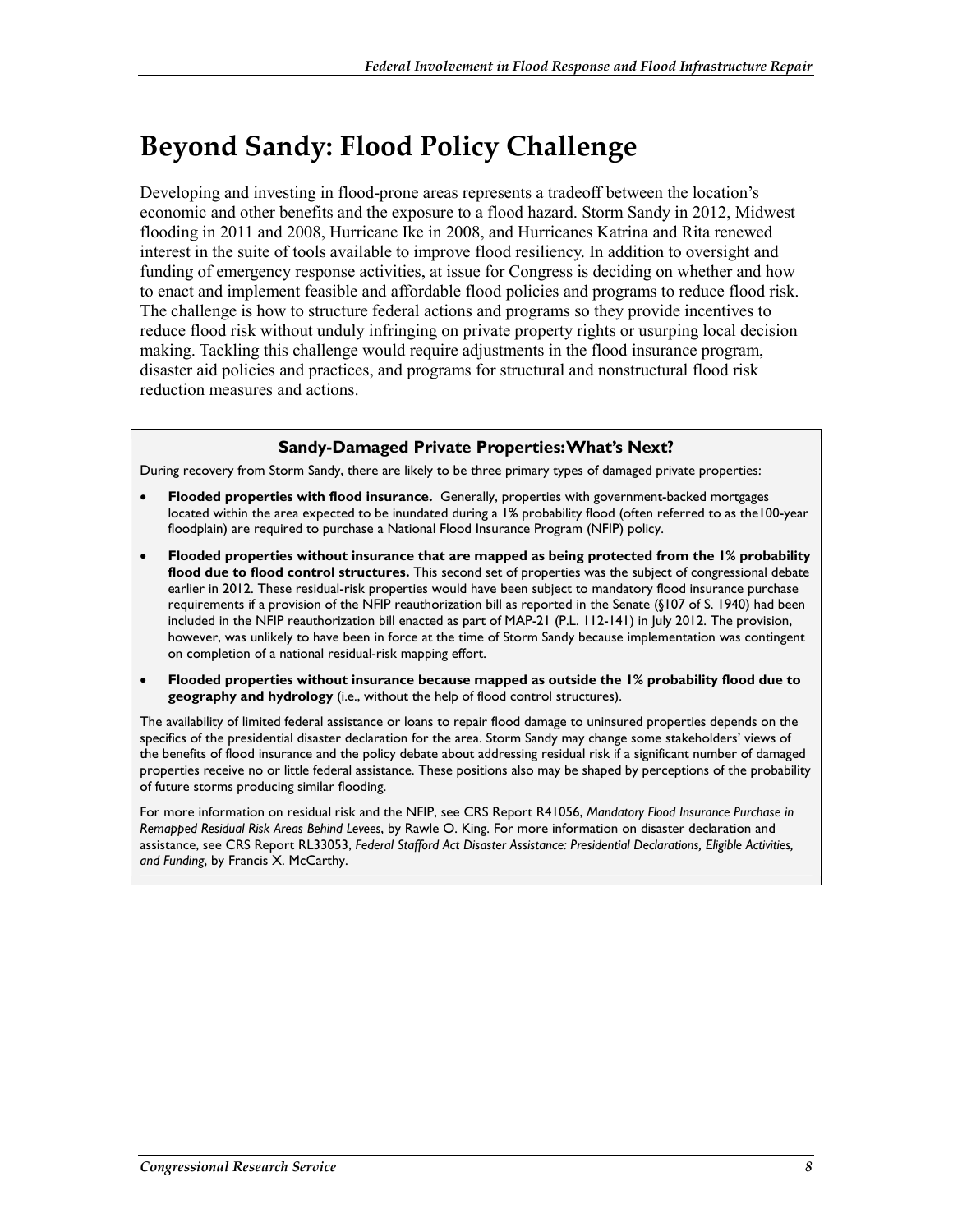# Beyond Sandy: Flood Policy Challenge

Developing and investing in flood-prone areas represents a tradeoff between the location's economic and other benefits and the exposure to a flood hazard. Storm Sandy in 2012, Midwest flooding in 2011 and 2008, Hurricane Ike in 2008, and Hurricanes Katrina and Rita renewed interest in the suite of tools available to improve flood resiliency. In addition to oversight and funding of emergency response activities, at issue for Congress is deciding on whether and how to enact and implement feasible and affordable flood policies and programs to reduce flood risk. The challenge is how to structure federal actions and programs so they provide incentives to reduce flood risk without unduly infringing on private property rights or usurping local decision making. Tackling this challenge would require adjustments in the flood insurance program, disaster aid policies and practices, and programs for structural and nonstructural flood risk reduction measures and actions.

### Sandy-Damaged Private Properties: What's Next?

During recovery from Storm Sandy, there are likely to be three primary types of damaged private properties:

- **Flooded properties with flood insurance.** Generally, properties with government-backed mortgages located within the area expected to be inundated during a 1% probability flood (often referred to as the100-year floodplain) are required to purchase a National Flood Insurance Program (NFIP) policy.
- **Flooded properties without insurance that are mapped as being protected from the 1% probability flood due to flood control structures.** This second set of properties was the subject of congressional debate earlier in 2012. These residual-risk properties would have been subject to mandatory flood insurance purchase requirements if a provision of the NFIP reauthorization bill as reported in the Senate (§107 of S. 1940) had been included in the NFIP reauthorization bill enacted as part of MAP-21 (P.L. 112-141) in July 2012. The provision, however, was unlikely to have been in force at the time of Storm Sandy because implementation was contingent on completion of a national residual-risk mapping effort.
- **Flooded properties without insurance because mapped as outside the 1% probability flood due to geography and hydrology** (i.e., without the help of flood control structures).

The availability of limited federal assistance or loans to repair flood damage to uninsured properties depends on the specifics of the presidential disaster declaration for the area. Storm Sandy may change some stakeholders' views of the benefits of flood insurance and the policy debate about addressing residual risk if a significant number of damaged properties receive no or little federal assistance. These positions also may be shaped by perceptions of the probability of future storms producing similar flooding.

For more information on residual risk and the NFIP, see CRS Report R41056, *Mandatory Flood Insurance Purchase in Remapped Residual Risk Areas Behind Levees*, by Rawle O. King. For more information on disaster declaration and assistance, see CRS Report RL33053, *Federal Stafford Act Disaster Assistance: Presidential Declarations, Eligible Activities, and Funding*, by Francis X. McCarthy.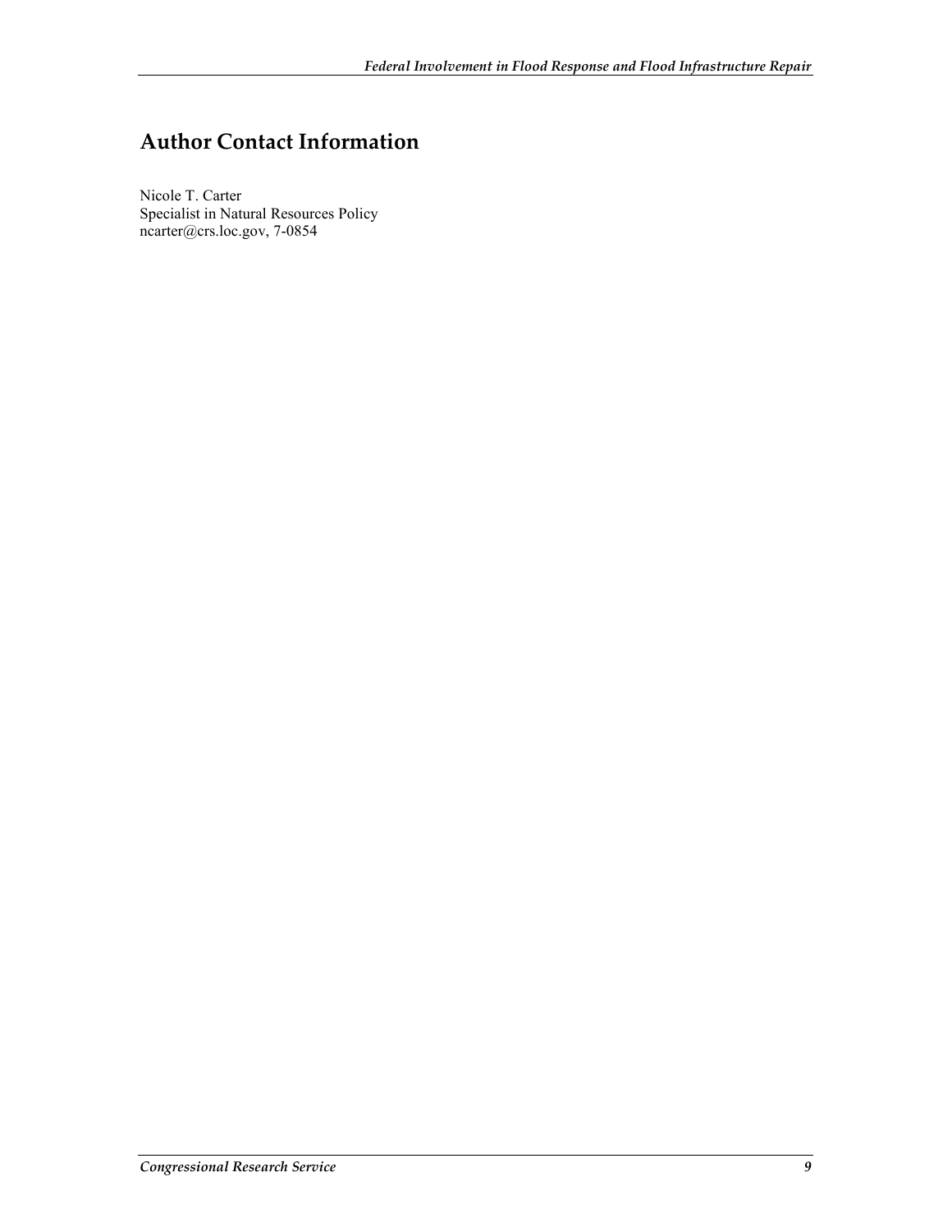## Author Contact Information

Nicole T. Carter
Specialist in Natural Resources Policy
ncarter@crs.loc.gov, 7-0854